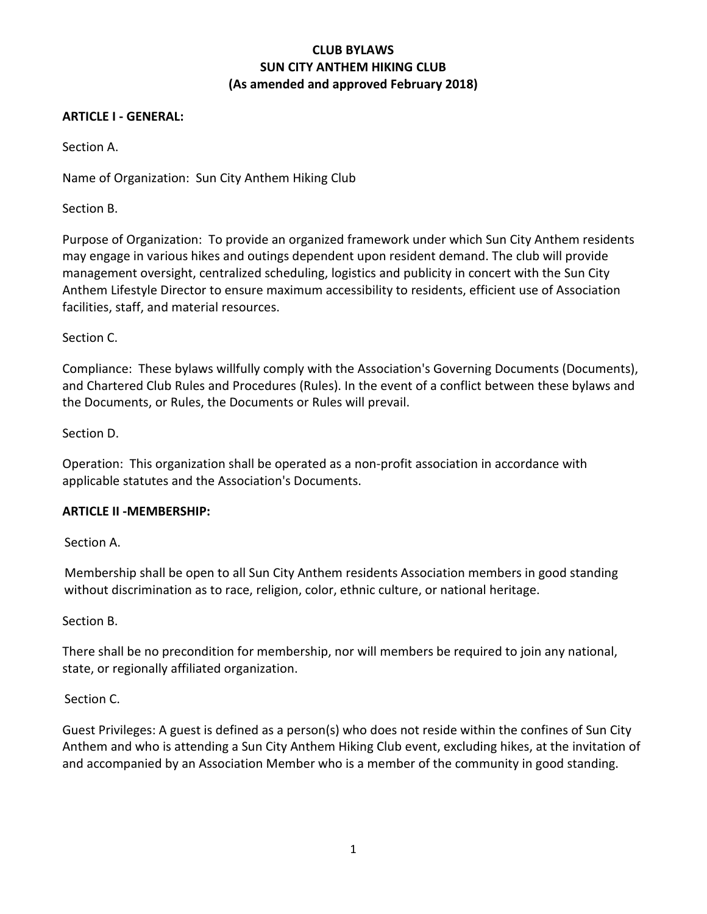# CLUB BYLAWS
# SUN CITY ANTHEM HIKING CLUB
# (As amended and approved February 2018)

## ARTICLE I - GENERAL:

Section A.

Name of Organization: Sun City Anthem Hiking Club

Section B.

Purpose of Organization: To provide an organized framework under which Sun City Anthem residents may engage in various hikes and outings dependent upon resident demand. The club will provide management oversight, centralized scheduling, logistics and publicity in concert with the Sun City Anthem Lifestyle Director to ensure maximum accessibility to residents, efficient use of Association facilities, staff, and material resources.

Section C.

Compliance: These bylaws willfully comply with the Association's Governing Documents (Documents), and Chartered Club Rules and Procedures (Rules). In the event of a conflict between these bylaws and the Documents, or Rules, the Documents or Rules will prevail.

Section D.

Operation: This organization shall be operated as a non-profit association in accordance with applicable statutes and the Association's Documents.

## ARTICLE II -MEMBERSHIP:

Section A.

Membership shall be open to all Sun City Anthem residents Association members in good standing without discrimination as to race, religion, color, ethnic culture, or national heritage.

Section B.

There shall be no precondition for membership, nor will members be required to join any national, state, or regionally affiliated organization.

Section C.

Guest Privileges: A guest is defined as a person(s) who does not reside within the confines of Sun City Anthem and who is attending a Sun City Anthem Hiking Club event, excluding hikes, at the invitation of and accompanied by an Association Member who is a member of the community in good standing.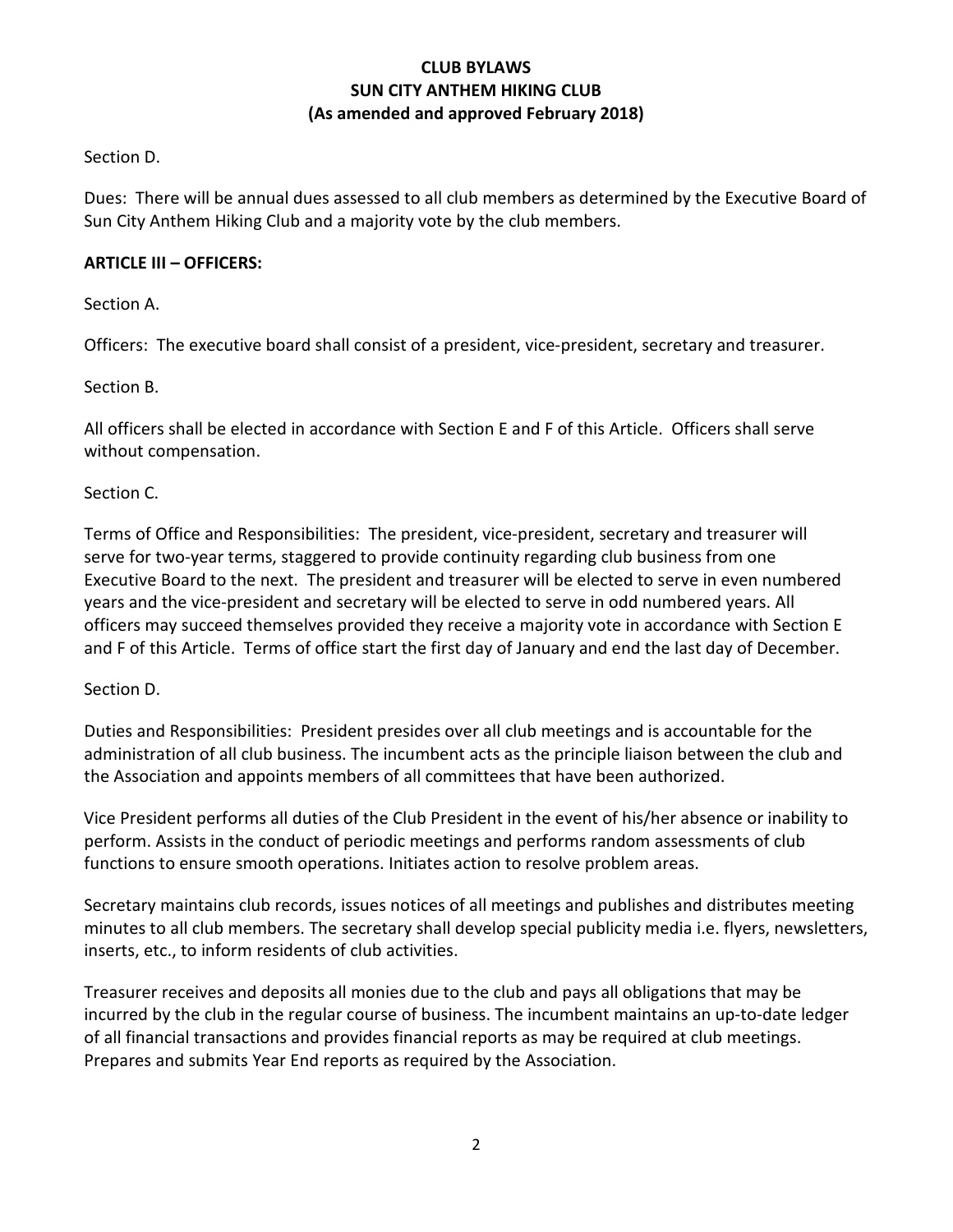**CLUB BYLAWS**
**SUN CITY ANTHEM HIKING CLUB**
**(As amended and approved February 2018)**

Section D.

Dues: There will be annual dues assessed to all club members as determined by the Executive Board of Sun City Anthem Hiking Club and a majority vote by the club members.

## ARTICLE III – OFFICERS:

Section A.

Officers: The executive board shall consist of a president, vice-president, secretary and treasurer.

Section B.

All officers shall be elected in accordance with Section E and F of this Article. Officers shall serve without compensation.

Section C.

Terms of Office and Responsibilities: The president, vice-president, secretary and treasurer will serve for two-year terms, staggered to provide continuity regarding club business from one Executive Board to the next. The president and treasurer will be elected to serve in even numbered years and the vice-president and secretary will be elected to serve in odd numbered years. All officers may succeed themselves provided they receive a majority vote in accordance with Section E and F of this Article. Terms of office start the first day of January and end the last day of December.

Section D.

Duties and Responsibilities: President presides over all club meetings and is accountable for the administration of all club business. The incumbent acts as the principle liaison between the club and the Association and appoints members of all committees that have been authorized.

Vice President performs all duties of the Club President in the event of his/her absence or inability to perform. Assists in the conduct of periodic meetings and performs random assessments of club functions to ensure smooth operations. Initiates action to resolve problem areas.

Secretary maintains club records, issues notices of all meetings and publishes and distributes meeting minutes to all club members. The secretary shall develop special publicity media i.e. flyers, newsletters, inserts, etc., to inform residents of club activities.

Treasurer receives and deposits all monies due to the club and pays all obligations that may be incurred by the club in the regular course of business. The incumbent maintains an up-to-date ledger of all financial transactions and provides financial reports as may be required at club meetings. Prepares and submits Year End reports as required by the Association.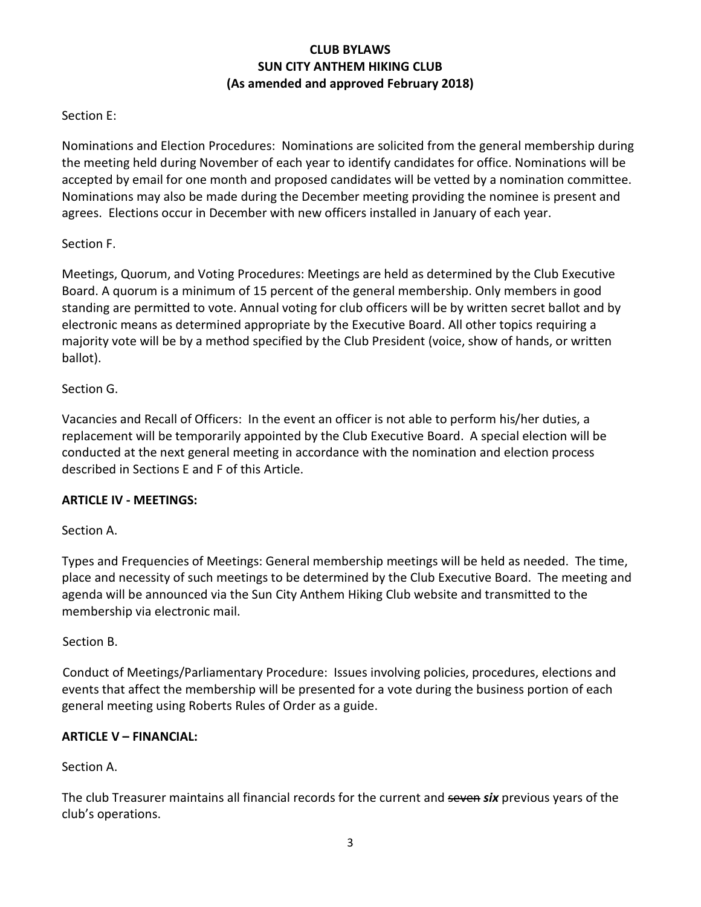**CLUB BYLAWS**
**SUN CITY ANTHEM HIKING CLUB**
**(As amended and approved February 2018)**

Section E:

Nominations and Election Procedures: Nominations are solicited from the general membership during the meeting held during November of each year to identify candidates for office. Nominations will be accepted by email for one month and proposed candidates will be vetted by a nomination committee. Nominations may also be made during the December meeting providing the nominee is present and agrees. Elections occur in December with new officers installed in January of each year.

Section F.

Meetings, Quorum, and Voting Procedures: Meetings are held as determined by the Club Executive Board. A quorum is a minimum of 15 percent of the general membership. Only members in good standing are permitted to vote. Annual voting for club officers will be by written secret ballot and by electronic means as determined appropriate by the Executive Board. All other topics requiring a majority vote will be by a method specified by the Club President (voice, show of hands, or written ballot).

Section G.

Vacancies and Recall of Officers: In the event an officer is not able to perform his/her duties, a replacement will be temporarily appointed by the Club Executive Board. A special election will be conducted at the next general meeting in accordance with the nomination and election process described in Sections E and F of this Article.

## ARTICLE IV - MEETINGS:

Section A.

Types and Frequencies of Meetings: General membership meetings will be held as needed. The time, place and necessity of such meetings to be determined by the Club Executive Board. The meeting and agenda will be announced via the Sun City Anthem Hiking Club website and transmitted to the membership via electronic mail.

Section B.

Conduct of Meetings/Parliamentary Procedure: Issues involving policies, procedures, elections and events that affect the membership will be presented for a vote during the business portion of each general meeting using Roberts Rules of Order as a guide.

## ARTICLE V – FINANCIAL:

Section A.

The club Treasurer maintains all financial records for the current and ~~seven~~ ***six*** previous years of the club's operations.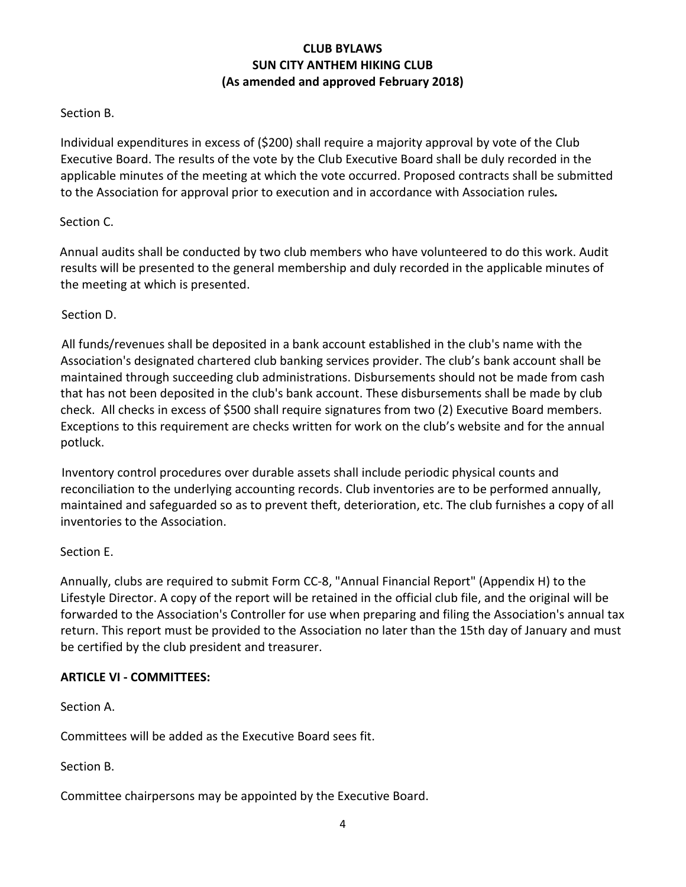**CLUB BYLAWS**
**SUN CITY ANTHEM HIKING CLUB**
**(As amended and approved February 2018)**

Section B.

Individual expenditures in excess of ($200) shall require a majority approval by vote of the Club Executive Board. The results of the vote by the Club Executive Board shall be duly recorded in the applicable minutes of the meeting at which the vote occurred. Proposed contracts shall be submitted to the Association for approval prior to execution and in accordance with Association rules*.*

Section C.

Annual audits shall be conducted by two club members who have volunteered to do this work. Audit results will be presented to the general membership and duly recorded in the applicable minutes of the meeting at which is presented.

Section D.

All funds/revenues shall be deposited in a bank account established in the club's name with the Association's designated chartered club banking services provider. The club's bank account shall be maintained through succeeding club administrations. Disbursements should not be made from cash that has not been deposited in the club's bank account. These disbursements shall be made by club check. All checks in excess of $500 shall require signatures from two (2) Executive Board members. Exceptions to this requirement are checks written for work on the club's website and for the annual potluck.

Inventory control procedures over durable assets shall include periodic physical counts and reconciliation to the underlying accounting records. Club inventories are to be performed annually, maintained and safeguarded so as to prevent theft, deterioration, etc. The club furnishes a copy of all inventories to the Association.

Section E.

Annually, clubs are required to submit Form CC-8, "Annual Financial Report" (Appendix H) to the Lifestyle Director. A copy of the report will be retained in the official club file, and the original will be forwarded to the Association's Controller for use when preparing and filing the Association's annual tax return. This report must be provided to the Association no later than the 15th day of January and must be certified by the club president and treasurer.

## ARTICLE VI - COMMITTEES:

Section A.

Committees will be added as the Executive Board sees fit.

Section B.

Committee chairpersons may be appointed by the Executive Board.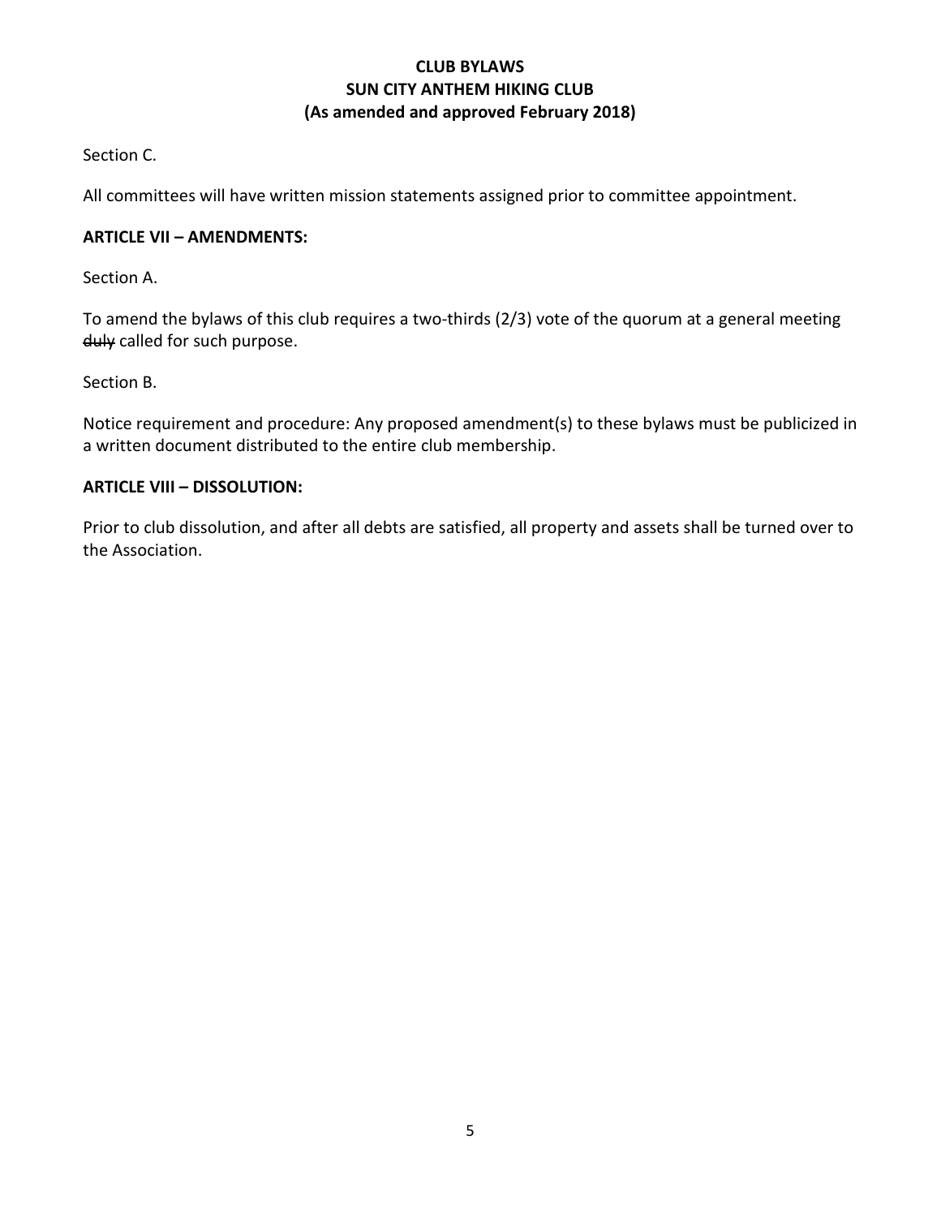Section C.

All committees will have written mission statements assigned prior to committee appointment.

**ARTICLE VII – AMENDMENTS:**

Section A.

To amend the bylaws of this club requires a two-thirds (2/3) vote of the quorum at a general meeting ~~duly~~ called for such purpose.

Section B.

Notice requirement and procedure: Any proposed amendment(s) to these bylaws must be publicized in a written document distributed to the entire club membership.

**ARTICLE VIII – DISSOLUTION:**

Prior to club dissolution, and after all debts are satisfied, all property and assets shall be turned over to the Association.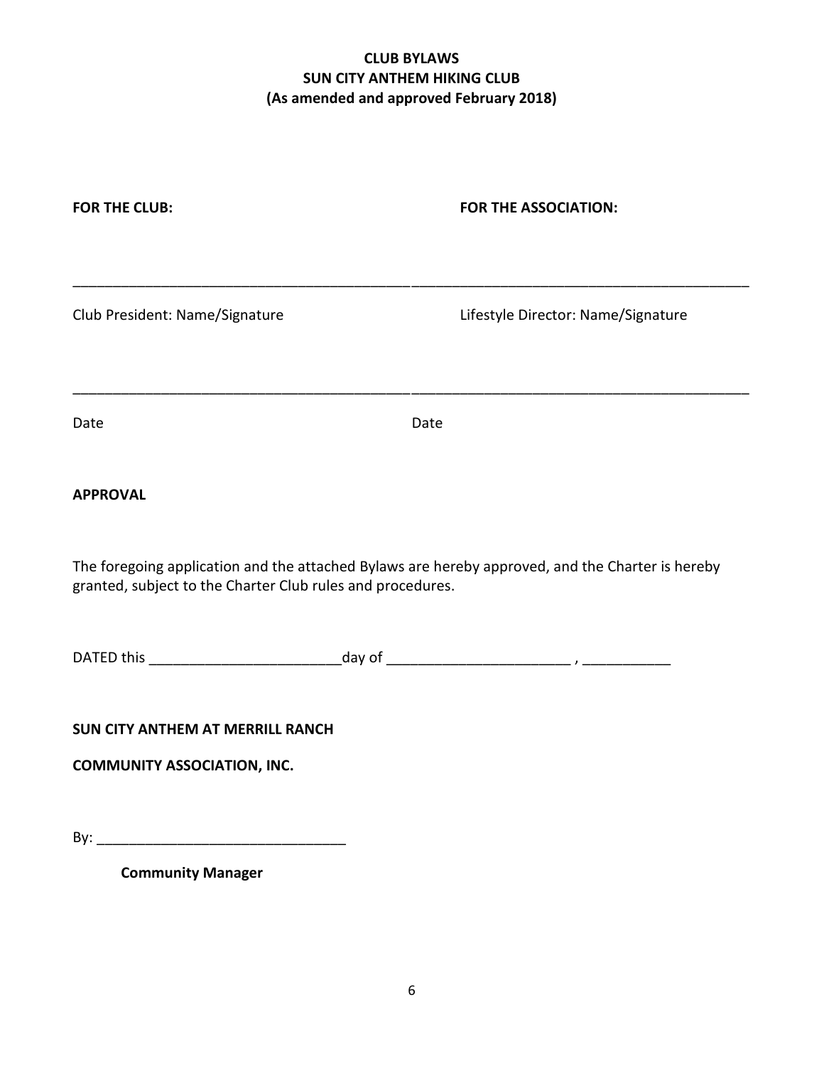**CLUB BYLAWS**
**SUN CITY ANTHEM HIKING CLUB**
**(As amended and approved February 2018)**

**FOR THE CLUB:** **FOR THE ASSOCIATION:**

______________________________________________________________________________________

Club President: Name/Signature Lifestyle Director: Name/Signature

______________________________________________________________________________________

Date Date

**APPROVAL**

The foregoing application and the attached Bylaws are hereby approved, and the Charter is hereby granted, subject to the Charter Club rules and procedures.

DATED this ________________________day of ______________________ , ___________

**SUN CITY ANTHEM AT MERRILL RANCH**

**COMMUNITY ASSOCIATION, INC.**

By: _______________________________

**Community Manager**